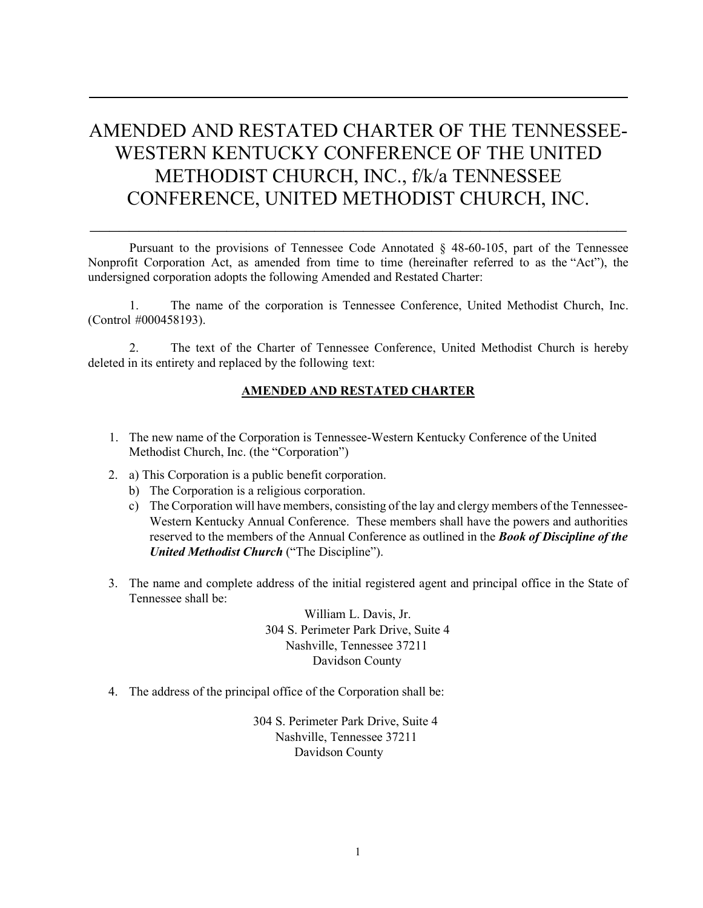# AMENDED AND RESTATED CHARTER OF THE TENNESSEE-WESTERN KENTUCKY CONFERENCE OF THE UNITED METHODIST CHURCH, INC., f/k/a TENNESSEE CONFERENCE, UNITED METHODIST CHURCH, INC.

Pursuant to the provisions of Tennessee Code Annotated § 48-60-105, part of the Tennessee Nonprofit Corporation Act, as amended from time to time (hereinafter referred to as the "Act"), the undersigned corporation adopts the following Amended and Restated Charter:

1. The name of the corporation is Tennessee Conference, United Methodist Church, Inc. (Control #000458193).

2. The text of the Charter of Tennessee Conference, United Methodist Church is hereby deleted in its entirety and replaced by the following text:

## AMENDED AND RESTATED CHARTER

1. The new name of the Corporation is Tennessee-Western Kentucky Conference of the United Methodist Church, Inc. (the "Corporation")

2. a) This Corporation is a public benefit corporation.
   b) The Corporation is a religious corporation.
   c) The Corporation will have members, consisting of the lay and clergy members of the Tennessee-Western Kentucky Annual Conference. These members shall have the powers and authorities reserved to the members of the Annual Conference as outlined in the ***Book of Discipline of the United Methodist Church*** ("The Discipline").

3. The name and complete address of the initial registered agent and principal office in the State of Tennessee shall be:

   William L. Davis, Jr.
   304 S. Perimeter Park Drive, Suite 4
   Nashville, Tennessee 37211
   Davidson County

4. The address of the principal office of the Corporation shall be:

   304 S. Perimeter Park Drive, Suite 4
   Nashville, Tennessee 37211
   Davidson County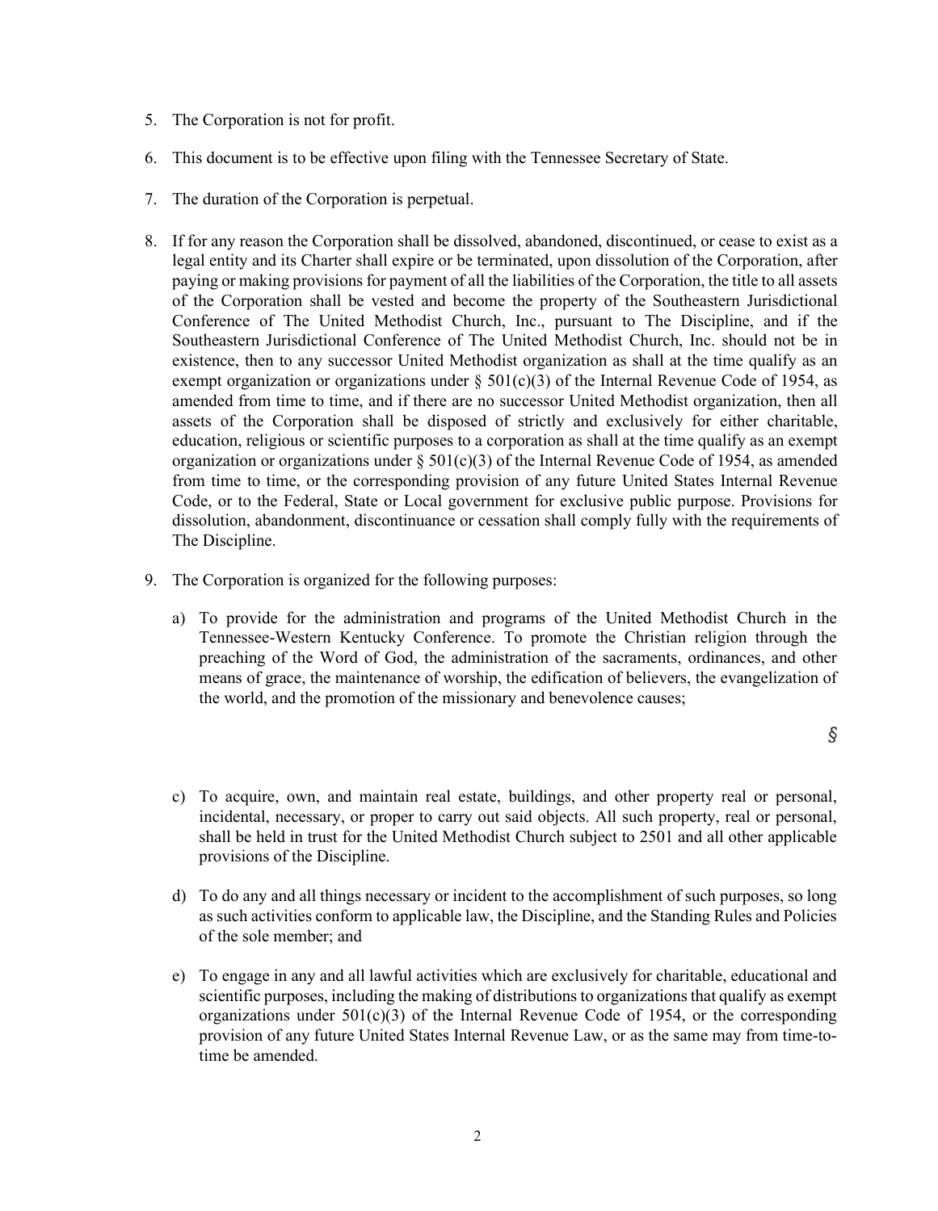5. The Corporation is not for profit.

6. This document is to be effective upon filing with the Tennessee Secretary of State.

7. The duration of the Corporation is perpetual.

8. If for any reason the Corporation shall be dissolved, abandoned, discontinued, or cease to exist as a legal entity and its Charter shall expire or be terminated, upon dissolution of the Corporation, after paying or making provisions for payment of all the liabilities of the Corporation, the title to all assets of the Corporation shall be vested and become the property of the Southeastern Jurisdictional Conference of The United Methodist Church, Inc., pursuant to The Discipline, and if the Southeastern Jurisdictional Conference of The United Methodist Church, Inc. should not be in existence, then to any successor United Methodist organization as shall at the time qualify as an exempt organization or organizations under § 501(c)(3) of the Internal Revenue Code of 1954, as amended from time to time, and if there are no successor United Methodist organization, then all assets of the Corporation shall be disposed of strictly and exclusively for either charitable, education, religious or scientific purposes to a corporation as shall at the time qualify as an exempt organization or organizations under § 501(c)(3) of the Internal Revenue Code of 1954, as amended from time to time, or the corresponding provision of any future United States Internal Revenue Code, or to the Federal, State or Local government for exclusive public purpose. Provisions for dissolution, abandonment, discontinuance or cessation shall comply fully with the requirements of The Discipline.

9. The Corporation is organized for the following purposes:

   a) To provide for the administration and programs of the United Methodist Church in the Tennessee-Western Kentucky Conference. To promote the Christian religion through the preaching of the Word of God, the administration of the sacraments, ordinances, and other means of grace, the maintenance of worship, the edification of believers, the evangelization of the world, and the promotion of the missionary and benevolence causes;

   §

   c) To acquire, own, and maintain real estate, buildings, and other property real or personal, incidental, necessary, or proper to carry out said objects. All such property, real or personal, shall be held in trust for the United Methodist Church subject to 2501 and all other applicable provisions of the Discipline.

   d) To do any and all things necessary or incident to the accomplishment of such purposes, so long as such activities conform to applicable law, the Discipline, and the Standing Rules and Policies of the sole member; and

   e) To engage in any and all lawful activities which are exclusively for charitable, educational and scientific purposes, including the making of distributions to organizations that qualify as exempt organizations under 501(c)(3) of the Internal Revenue Code of 1954, or the corresponding provision of any future United States Internal Revenue Law, or as the same may from time-to-time be amended.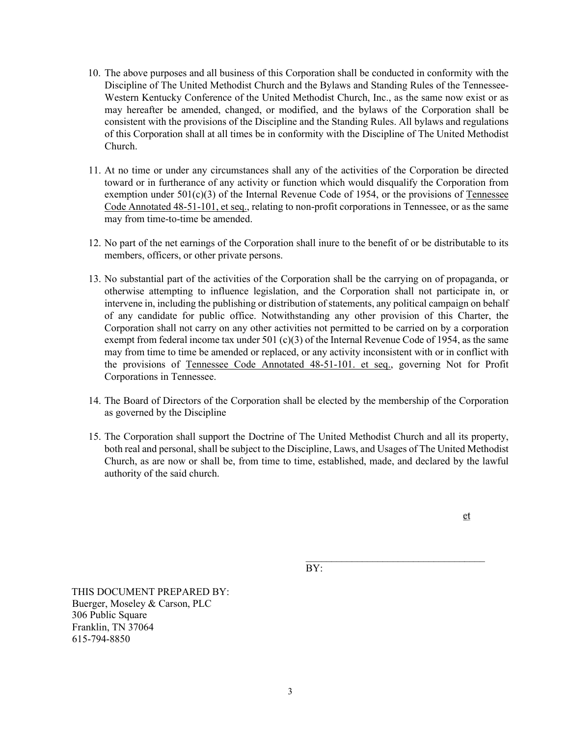10. The above purposes and all business of this Corporation shall be conducted in conformity with the Discipline of The United Methodist Church and the Bylaws and Standing Rules of the Tennessee-Western Kentucky Conference of the United Methodist Church, Inc., as the same now exist or as may hereafter be amended, changed, or modified, and the bylaws of the Corporation shall be consistent with the provisions of the Discipline and the Standing Rules. All bylaws and regulations of this Corporation shall at all times be in conformity with the Discipline of The United Methodist Church.

11. At no time or under any circumstances shall any of the activities of the Corporation be directed toward or in furtherance of any activity or function which would disqualify the Corporation from exemption under 501(c)(3) of the Internal Revenue Code of 1954, or the provisions of Tennessee Code Annotated 48-51-101, et seq., relating to non-profit corporations in Tennessee, or as the same may from time-to-time be amended.

12. No part of the net earnings of the Corporation shall inure to the benefit of or be distributable to its members, officers, or other private persons.

13. No substantial part of the activities of the Corporation shall be the carrying on of propaganda, or otherwise attempting to influence legislation, and the Corporation shall not participate in, or intervene in, including the publishing or distribution of statements, any political campaign on behalf of any candidate for public office. Notwithstanding any other provision of this Charter, the Corporation shall not carry on any other activities not permitted to be carried on by a corporation exempt from federal income tax under 501 (c)(3) of the Internal Revenue Code of 1954, as the same may from time to time be amended or replaced, or any activity inconsistent with or in conflict with the provisions of Tennessee Code Annotated 48-51-101. et seq., governing Not for Profit Corporations in Tennessee.

14. The Board of Directors of the Corporation shall be elected by the membership of the Corporation as governed by the Discipline

15. The Corporation shall support the Doctrine of The United Methodist Church and all its property, both real and personal, shall be subject to the Discipline, Laws, and Usages of The United Methodist Church, as are now or shall be, from time to time, established, made, and declared by the lawful authority of the said church.

et

\_\_\_\_\_\_\_\_\_\_\_\_\_\_\_\_\_\_\_\_\_\_\_\_\_\_\_\_\_\_\_\_\_\_\_
BY:

THIS DOCUMENT PREPARED BY:
Buerger, Moseley & Carson, PLC
306 Public Square
Franklin, TN 37064
615-794-8850